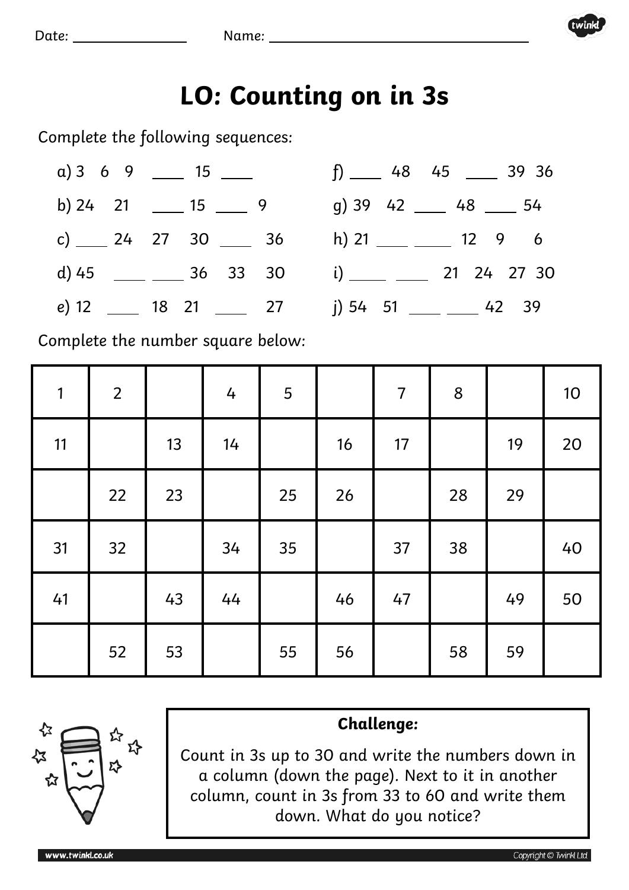Date: ______________ Name: ________________________________

# LO: Counting on in 3s

Complete the following sequences:

a) 3 6 9 ____ 15 ____

b) 24 21 ____ 15 ____ 9

c) ____ 24 27 30 ____ 36

d) 45 ____ ____ 36 33 30

e) 12 ____ 18 21 ____ 27

f) ____ 48 45 ____ 39 36

g) 39 42 ____ 48 ____ 54

h) 21 ____ ____ 12 9 6

i) ____ ____ 21 24 27 30

j) 54 51 ____ ____ 42 39

Complete the number square below:

| | | | | | | | | | |
|---|---|---|---|---|---|---|---|---|---|
| 1 | 2 | | 4 | 5 | | 7 | 8 | | 10 |
| 11 | | 13 | 14 | | 16 | 17 | | 19 | 20 |
| | 22 | 23 | | 25 | 26 | | 28 | 29 | |
| 31 | 32 | | 34 | 35 | | 37 | 38 | | 40 |
| 41 | | 43 | 44 | | 46 | 47 | | 49 | 50 |
| | 52 | 53 | | 55 | 56 | | 58 | 59 | |

**Challenge:**

Count in 3s up to 30 and write the numbers down in a column (down the page). Next to it in another column, count in 3s from 33 to 60 and write them down. What do you notice?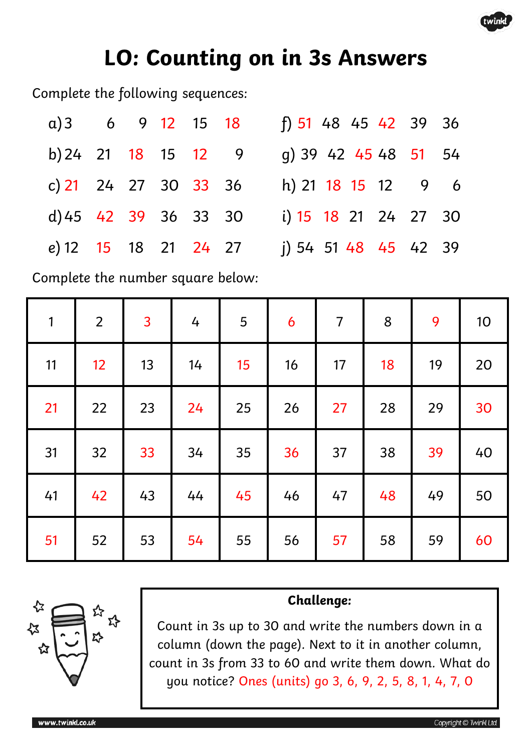# LO: Counting on in 3s Answers

Complete the following sequences:

a) 3 6 9 12 15 18

b) 24 21 18 15 12 9

c) 21 24 27 30 33 36

d) 45 42 39 36 33 30

e) 12 15 18 21 24 27

f) 51 48 45 42 39 36

g) 39 42 45 48 51 54

h) 21 18 15 12 9 6

i) 15 18 21 24 27 30

j) 54 51 48 45 42 39

Complete the number square below:

| | | | | | | | | | |
|---|---|---|---|---|---|---|---|---|---|
| 1 | 2 | 3 | 4 | 5 | 6 | 7 | 8 | 9 | 10 |
| 11 | 12 | 13 | 14 | 15 | 16 | 17 | 18 | 19 | 20 |
| 21 | 22 | 23 | 24 | 25 | 26 | 27 | 28 | 29 | 30 |
| 31 | 32 | 33 | 34 | 35 | 36 | 37 | 38 | 39 | 40 |
| 41 | 42 | 43 | 44 | 45 | 46 | 47 | 48 | 49 | 50 |
| 51 | 52 | 53 | 54 | 55 | 56 | 57 | 58 | 59 | 60 |

**Challenge:**

Count in 3s up to 30 and write the numbers down in a column (down the page). Next to it in another column, count in 3s from 33 to 60 and write them down. What do you notice? Ones (units) go 3, 6, 9, 2, 5, 8, 1, 4, 7, 0